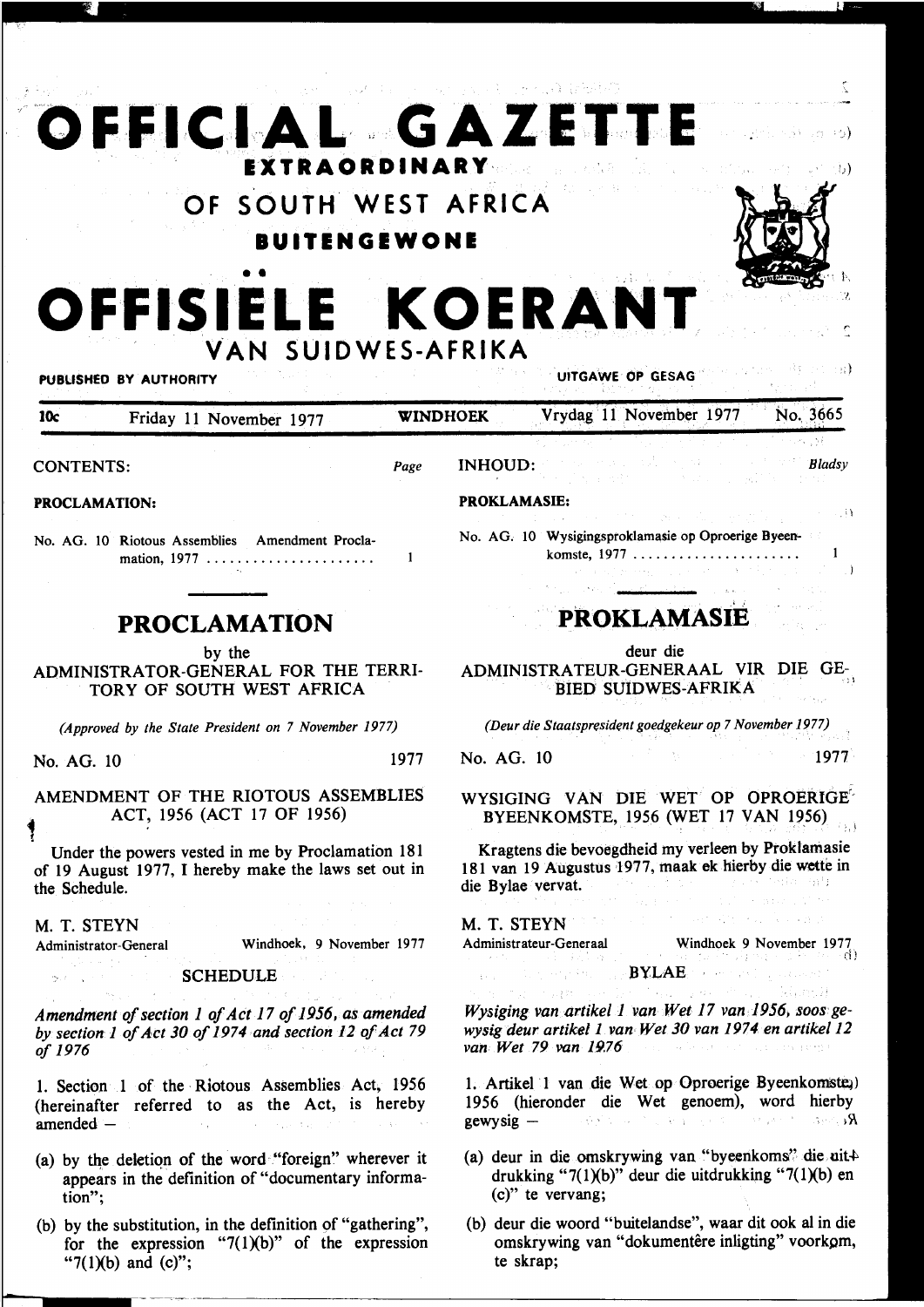# OFFICIAL GAZETTE

**EXTRAORDINARY**

## OF SOUTH WEST AFRICA

**BUITENGEWONE**

# OFFISIËLE KOERANT

## VAN SUIDWES-AFRIKA

**PUBLISHED BY AUTHORITY** — **UITGAWE OP GESAG**

10c — Friday 11 November 1977 — **WINDHOEK** — Vrydag 11 November 1977 — No. 3665

CONTENTS: *Page*

**PROCLAMATION:**

No. AG. 10 Riotous Assemblies Amendment Proclamation, 1977 .................... 1

# PROCLAMATION

by the

ADMINISTRATOR-GENERAL FOR THE TERRITORY OF SOUTH WEST AFRICA

*(Approved by the State President on 7 November 1977)*

No. AG. 10 — 1977

AMENDMENT OF THE RIOTOUS ASSEMBLIES ACT, 1956 (ACT 17 OF 1956)

Under the powers vested in me by Proclamation 181 of 19 August 1977, I hereby make the laws set out in the Schedule.

M. T. STEYN
Administrator-General — Windhoek, 9 November 1977

SCHEDULE

*Amendment of section 1 of Act 17 of 1956, as amended by section 1 of Act 30 of 1974 and section 12 of Act 79 of 1976*

1. Section 1 of the Riotous Assemblies Act, 1956 (hereinafter referred to as the Act, is hereby amended —

(a) by the deletion of the word "foreign" wherever it appears in the definition of "documentary information";

(b) by the substitution, in the definition of "gathering", for the expression "7(1)(b)" of the expression "7(1)(b) and (c)";

INHOUD: *Bladsy*

**PROKLAMASIE:**

No. AG. 10 Wysigingsproklamasie op Oproerige Byeenkomste, 1977 .................... 1

# PROKLAMASIE

deur die

ADMINISTRATEUR-GENERAAL VIR DIE GEBIED SUIDWES-AFRIKA

*(Deur die Staatspresident goedgekeur op 7 November 1977)*

No. AG. 10 — 1977

WYSIGING VAN DIE WET OP OPROERIGE BYEENKOMSTE, 1956 (WET 17 VAN 1956)

Kragtens die bevoegdheid my verleen by Proklamasie 181 van 19 Augustus 1977, maak ek hierby die wette in die Bylae vervat.

M. T. STEYN
Administrateur-Generaal — Windhoek 9 November 1977

BYLAE

*Wysiging van artikel 1 van Wet 17 van 1956, soos gewysig deur artikel 1 van Wet 30 van 1974 en artikel 12 van Wet 79 van 1976*

1. Artikel 1 van die Wet op Oproerige Byeenkomste, 1956 (hieronder die Wet genoem), word hierby gewysig —

(a) deur in die omskrywing van "byeenkoms" die uitdrukking "7(1)(b)" deur die uitdrukking "7(1)(b) en (c)" te vervang;

(b) deur die woord "buitelandse", waar dit ook al in die omskrywing van "dokumentêre inligting" voorkom, te skrap;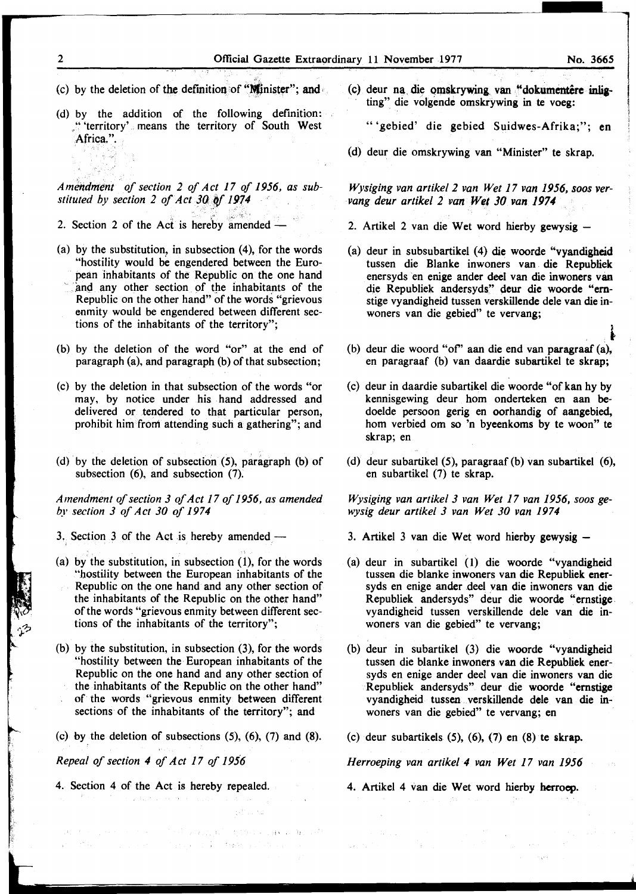(c) by the deletion of the definition of "Minister"; and

(d) by the addition of the following definition: "'territory' means the territory of South West Africa.".

*Amendment of section 2 of Act 17 of 1956, as substituted by section 2 of Act 30 of 1974*

2. Section 2 of the Act is hereby amended —

(a) by the substitution, in subsection (4), for the words "hostility would be engendered between the European inhabitants of the Republic on the one hand and any other section of the inhabitants of the Republic on the other hand" of the words "grievous enmity would be engendered between different sections of the inhabitants of the territory";

(b) by the deletion of the word "or" at the end of paragraph (a), and paragraph (b) of that subsection;

(c) by the deletion in that subsection of the words "or may, by notice under his hand addressed and delivered or tendered to that particular person, prohibit him from attending such a gathering"; and

(d) by the deletion of subsection (5), paragraph (b) of subsection (6), and subsection (7).

*Amendment of section 3 of Act 17 of 1956, as amended by section 3 of Act 30 of 1974*

3. Section 3 of the Act is hereby amended —

(a) by the substitution, in subsection (1), for the words "hostility between the European inhabitants of the Republic on the one hand and any other section of the inhabitants of the Republic on the other hand" of the words "grievous enmity between different sections of the inhabitants of the territory";

(b) by the substitution, in subsection (3), for the words "hostility between the European inhabitants of the Republic on the one hand and any other section of the inhabitants of the Republic on the other hand" of the words "grievous enmity between different sections of the inhabitants of the territory"; and

(c) by the deletion of subsections (5), (6), (7) and (8).

*Repeal of section 4 of Act 17 of 1956*

4. Section 4 of the Act is hereby repealed.

(c) deur na die omskrywing van "dokumentêre inligting" die volgende omskrywing in te voeg:

"'gebied' die gebied Suidwes-Afrika;"; en

(d) deur die omskrywing van "Minister" te skrap.

*Wysiging van artikel 2 van Wet 17 van 1956, soos vervang deur artikel 2 van Wet 30 van 1974*

2. Artikel 2 van die Wet word hierby gewysig —

(a) deur in subsubartikel (4) die woorde "vyandigheid tussen die Blanke inwoners van die Republiek enersyds en enige ander deel van die inwoners van die Republiek andersyds" deur die woorde "ernstige vyandigheid tussen verskillende dele van die inwoners van die gebied" te vervang;

(b) deur die woord "of" aan die end van paragraaf (a), en paragraaf (b) van daardie subartikel te skrap;

(c) deur in daardie subartikel die woorde "of kan hy by kennisgewing deur hom onderteken en aan bedoelde persoon gerig en oorhandig of aangebied, hom verbied om so 'n byeenkoms by te woon" te skrap; en

(d) deur subartikel (5), paragraaf (b) van subartikel (6), en subartikel (7) te skrap.

*Wysiging van artikel 3 van Wet 17 van 1956, soos gewysig deur artikel 3 van Wet 30 van 1974*

3. Artikel 3 van die Wet word hierby gewysig —

(a) deur in subartikel (1) die woorde "vyandigheid tussen die blanke inwoners van die Republiek enersyds en enige ander deel van die inwoners van die Republiek andersyds" deur die woorde "ernstige vyandigheid tussen verskillende dele van die inwoners van die gebied" te vervang;

(b) deur in subartikel (3) die woorde "vyandigheid tussen die blanke inwoners van die Republiek enersyds en enige ander deel van die inwoners van die Republiek andersyds" deur die woorde "ernstige vyandigheid tussen verskillende dele van die inwoners van die gebied" te vervang; en

(c) deur subartikels (5), (6), (7) en (8) te skrap.

*Herroeping van artikel 4 van Wet 17 van 1956*

4. Artikel 4 van die Wet word hierby herroep.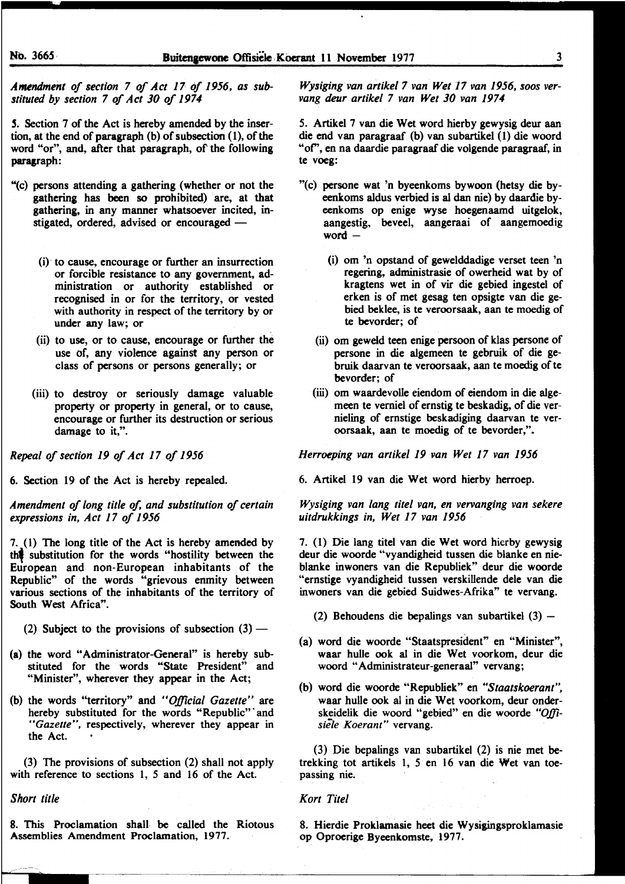*Amendment of section 7 of Act 17 of 1956, as substituted by section 7 of Act 30 of 1974*

5. Section 7 of the Act is hereby amended by the insertion, at the end of paragraph (b) of subsection (1), of the word "or", and, after that paragraph, of the following paragraph:

"(c) persons attending a gathering (whether or not the gathering has been so prohibited) are, at that gathering, in any manner whatsoever incited, instigated, ordered, advised or encouraged —

(i) to cause, encourage or further an insurrection or forcible resistance to any government, administration or authority established or recognised in or for the territory, or vested with authority in respect of the territory by or under any law; or

(ii) to use, or to cause, encourage or further the use of, any violence against any person or class of persons or persons generally; or

(iii) to destroy or seriously damage valuable property or property in general, or to cause, encourage or further its destruction or serious damage to it,".

*Repeal of section 19 of Act 17 of 1956*

6. Section 19 of the Act is hereby repealed.

*Amendment of long title of, and substitution of certain expressions in, Act 17 of 1956*

7. (1) The long title of the Act is hereby amended by the substitution for the words "hostility between the European and non-European inhabitants of the Republic" of the words "grievous enmity between various sections of the inhabitants of the territory of South West Africa".

(2) Subject to the provisions of subsection (3) —

(a) the word "Administrator-General" is hereby substituted for the words "State President" and "Minister", wherever they appear in the Act;

(b) the words "territory" and *"Official Gazette"* are hereby substituted for the words "Republic" and *"Gazette"*, respectively, wherever they appear in the Act.

(3) The provisions of subsection (2) shall not apply with reference to sections 1, 5 and 16 of the Act.

*Short title*

8. This Proclamation shall be called the Riotous Assemblies Amendment Proclamation, 1977.

*Wysiging van artikel 7 van Wet 17 van 1956, soos vervang deur artikel 7 van Wet 30 van 1974*

5. Artikel 7 van die Wet word hierby gewysig deur aan die end van paragraaf (b) van subartikel (1) die woord "of", en na daardie paragraaf die volgende paragraaf, in te voeg:

"(c) persone wat 'n byeenkoms bywoon (hetsy die byeenkoms aldus verbied is al dan nie) by daardie byeenkoms op enige wyse hoegenaamd uitgelok, aangestig, beveel, aangeraai of aangemoedig word —

(i) om 'n opstand of gewelddadige verset teen 'n regering, administrasie of owerheid wat by of kragtens wet in of vir die gebied ingestel of erken is of met gesag ten opsigte van die gebied beklee, is te veroorsaak, aan te moedig of te bevorder; of

(ii) om geweld teen enige persoon of klas persone of persone in die algemeen te gebruik of die gebruik daarvan te veroorsaak, aan te moedig of te bevorder; of

(iii) om waardevolle eiendom of eiendom in die algemeen te verniel of ernstig te beskadig, of die vernieling of ernstige beskadiging daarvan te veroorsaak, aan te moedig of te bevorder,".

*Herroeping van artikel 19 van Wet 17 van 1956*

6. Artikel 19 van die Wet word hierby herroep.

*Wysiging van lang titel van, en vervanging van sekere uitdrukkings in, Wet 17 van 1956*

7. (1) Die lang titel van die Wet word hierby gewysig deur die woorde "vyandigheid tussen die blanke en nieblanke inwoners van die Republiek" deur die woorde "ernstige vyandigheid tussen verskillende dele van die inwoners van die gebied Suidwes-Afrika" te vervang.

(2) Behoudens die bepalings van subartikel (3) —

(a) word die woorde "Staatspresident" en "Minister", waar hulle ook al in die Wet voorkom, deur die woord "Administrateur-generaal" vervang;

(b) word die woorde "Republiek" en *"Staatskoerant"*, waar hulle ook al in die Wet voorkom, deur onderskeidelik die woord "gebied" en die woorde *"Offisiële Koerant"* vervang.

(3) Die bepalings van subartikel (2) is nie met betrekking tot artikels 1, 5 en 16 van die Wet van toepassing nie.

*Kort Titel*

8. Hierdie Proklamasie heet die Wysigingsproklamasie op Oproerige Byeenkomste, 1977.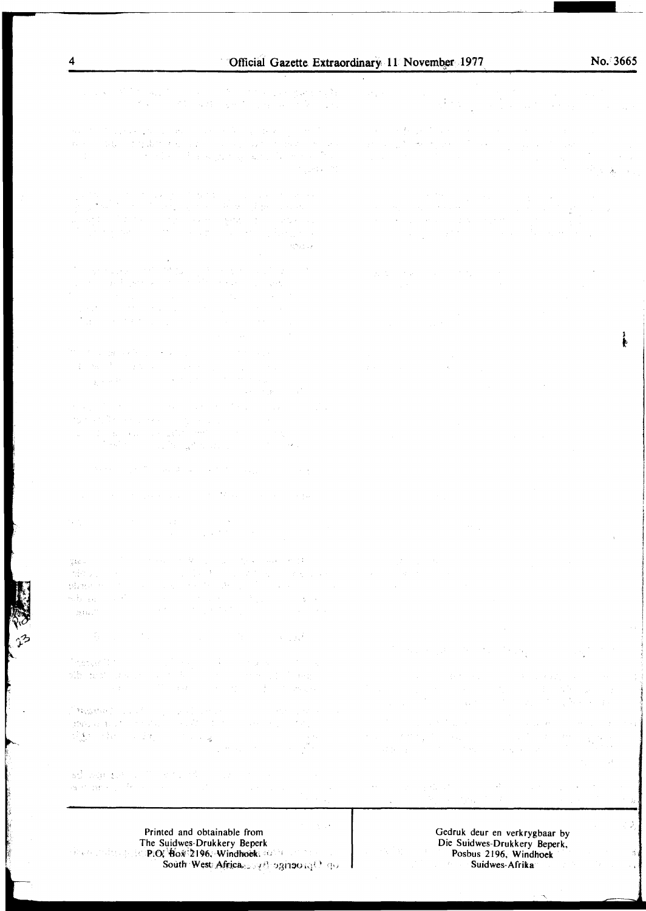Printed and obtainable from
The Suidwes-Drukkery Beperk
P.O. Box 2196, Windhoek.
South West Africa.

Gedruk deur en verkrygbaar by
Die Suidwes-Drukkery Beperk,
Posbus 2196, Windhoek
Suidwes-Afrika